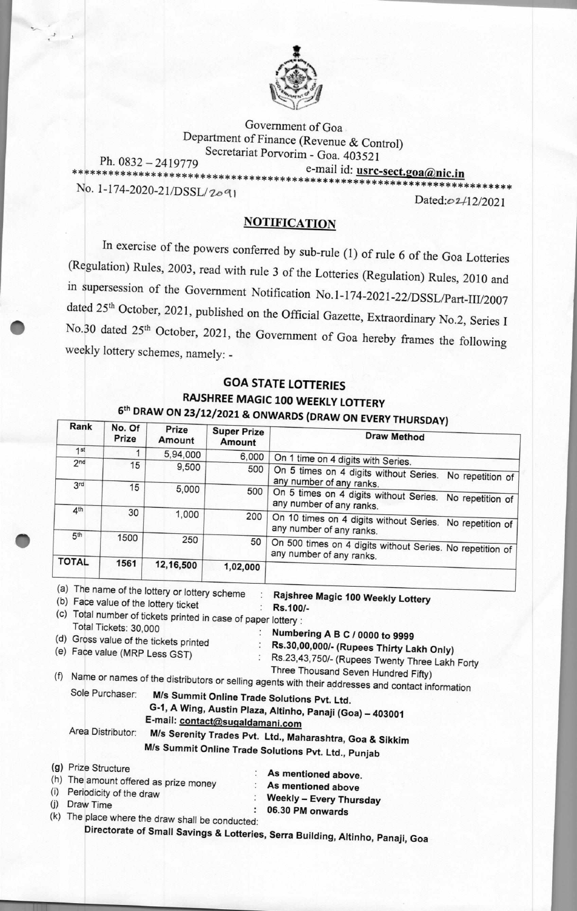Government of Goa
Department of Finance (Revenue & Control)
Secretariat Porvorim - Goa. 403521

Ph. 0832 – 2419779 e-mail id: **usrc-sect.goa@nic.in**

No. 1-174-2020-21/DSSL/2091 Dated:02/12/2021

## NOTIFICATION

In exercise of the powers conferred by sub-rule (1) of rule 6 of the Goa Lotteries (Regulation) Rules, 2003, read with rule 3 of the Lotteries (Regulation) Rules, 2010 and in supersession of the Government Notification No.1-174-2021-22/DSSL/Part-III/2007 dated 25th October, 2021, published on the Official Gazette, Extraordinary No.2, Series I No.30 dated 25th October, 2021, the Government of Goa hereby frames the following weekly lottery schemes, namely: -

## GOA STATE LOTTERIES
### RAJSHREE MAGIC 100 WEEKLY LOTTERY
### 6th DRAW ON 23/12/2021 & ONWARDS (DRAW ON EVERY THURSDAY)

| Rank | No. Of Prize | Prize Amount | Super Prize Amount | Draw Method |
|---|---|---|---|---|
| 1st | 1 | 5,94,000 | 6,000 | On 1 time on 4 digits with Series. |
| 2nd | 15 | 9,500 | 500 | On 5 times on 4 digits without Series. No repetition of any number of any ranks. |
| 3rd | 15 | 5,000 | 500 | On 5 times on 4 digits without Series. No repetition of any number of any ranks. |
| 4th | 30 | 1,000 | 200 | On 10 times on 4 digits without Series. No repetition of any number of any ranks. |
| 5th | 1500 | 250 | 50 | On 500 times on 4 digits without Series. No repetition of any number of any ranks. |
| TOTAL | 1561 | 12,16,500 | 1,02,000 | |

(a) The name of the lottery or lottery scheme : **Rajshree Magic 100 Weekly Lottery**

(b) Face value of the lottery ticket : **Rs.100/-**

(c) Total number of tickets printed in case of paper lottery :
Total Tickets: 30,000 : **Numbering A B C / 0000 to 9999**

(d) Gross value of the tickets printed : **Rs.30,00,000/- (Rupees Thirty Lakh Only)**

(e) Face value (MRP Less GST) : Rs.23,43,750/- (Rupees Twenty Three Lakh Forty Three Thousand Seven Hundred Fifty)

(f) Name or names of the distributors or selling agents with their addresses and contact information

Sole Purchaser: **M/s Summit Online Trade Solutions Pvt. Ltd.**
**G-1, A Wing, Austin Plaza, Altinho, Panaji (Goa) – 403001**
**E-mail: contact@sugaldamani.com**

Area Distributor: **M/s Serenity Trades Pvt. Ltd., Maharashtra, Goa & Sikkim**
**M/s Summit Online Trade Solutions Pvt. Ltd., Punjab**

(g) Prize Structure : **As mentioned above.**

(h) The amount offered as prize money : **As mentioned above**

(i) Periodicity of the draw : **Weekly – Every Thursday**

(j) Draw Time : **06.30 PM onwards**

(k) The place where the draw shall be conducted:
**Directorate of Small Savings & Lotteries, Serra Building, Altinho, Panaji, Goa**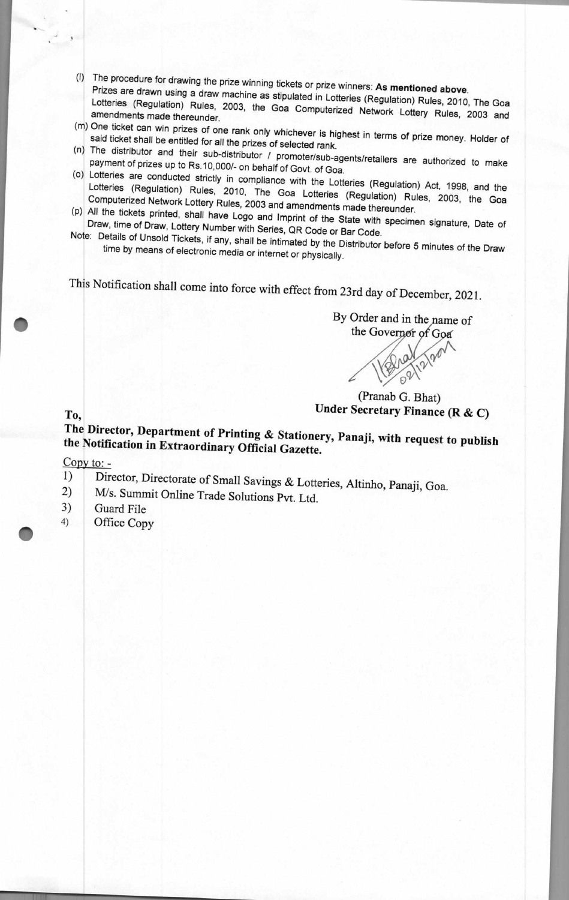(l) The procedure for drawing the prize winning tickets or prize winners: **As mentioned above.** Prizes are drawn using a draw machine as stipulated in Lotteries (Regulation) Rules, 2010, The Goa Lotteries (Regulation) Rules, 2003, the Goa Computerized Network Lottery Rules, 2003 and amendments made thereunder.

(m) One ticket can win prizes of one rank only whichever is highest in terms of prize money. Holder of said ticket shall be entitled for all the prizes of selected rank.

(n) The distributor and their sub-distributor / promoter/sub-agents/retailers are authorized to make payment of prizes up to Rs.10,000/- on behalf of Govt. of Goa.

(o) Lotteries are conducted strictly in compliance with the Lotteries (Regulation) Act, 1998, and the Lotteries (Regulation) Rules, 2010, The Goa Lotteries (Regulation) Rules, 2003, the Goa Computerized Network Lottery Rules, 2003 and amendments made thereunder.

(p) All the tickets printed, shall have Logo and Imprint of the State with specimen signature, Date of Draw, time of Draw, Lottery Number with Series, QR Code or Bar Code.

Note: Details of Unsold Tickets, if any, shall be intimated by the Distributor before 5 minutes of the Draw time by means of electronic media or internet or physically.

This Notification shall come into force with effect from 23rd day of December, 2021.

By Order and in the name of
the Governor of Goa

02/12/2021

(Pranab G. Bhat)
**Under Secretary Finance (R & C)**

**To,**

**The Director, Department of Printing & Stationery, Panaji, with request to publish the Notification in Extraordinary Official Gazette.**

Copy to: -

1) Director, Directorate of Small Savings & Lotteries, Altinho, Panaji, Goa.
2) M/s. Summit Online Trade Solutions Pvt. Ltd.
3) Guard File
4) Office Copy